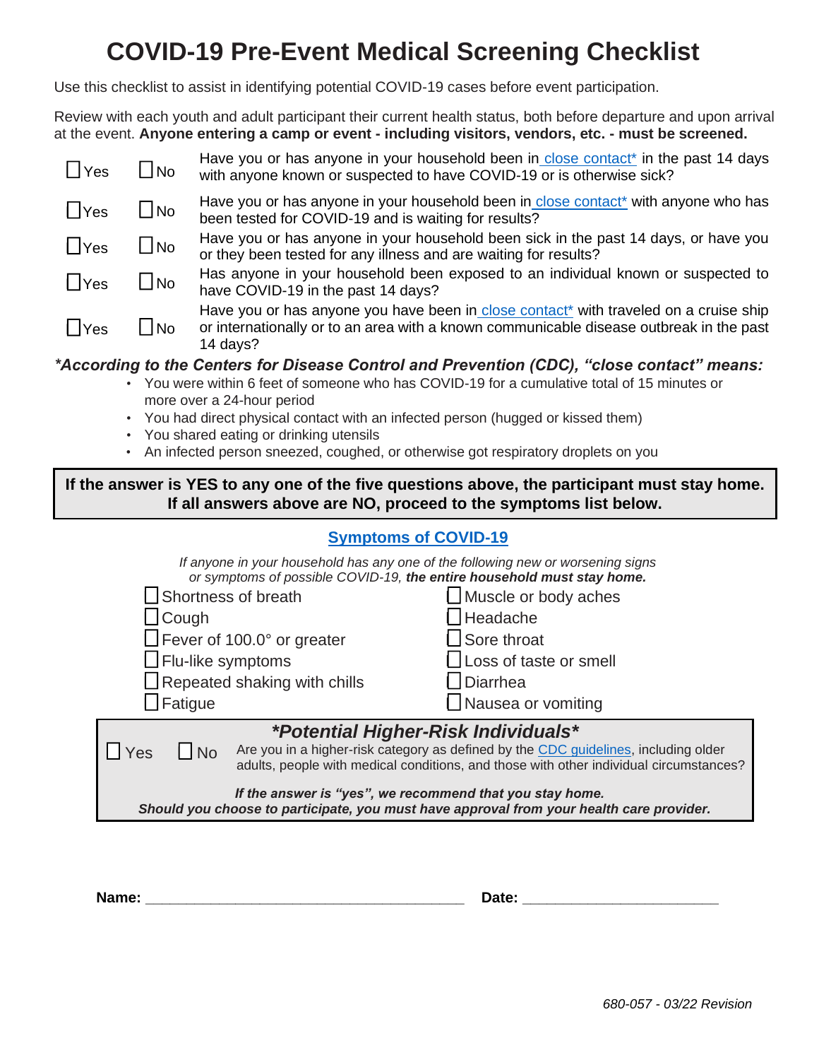# COVID-19 Pre-Event Medical Screening Checklist

Use this checklist to assist in identifying potential COVID-19 cases before event participation.

Review with each youth and adult participant their current health status, both before departure and upon arrival at the event. **Anyone entering a camp or event - including visitors, vendors, etc. - must be screened.**

| Yes | No | Question |
|---|---|---|
| ☐ Yes | ☐ No | Have you or has anyone in your household been in close contact* in the past 14 days with anyone known or suspected to have COVID-19 or is otherwise sick? |
| ☐ Yes | ☐ No | Have you or has anyone in your household been in close contact* with anyone who has been tested for COVID-19 and is waiting for results? |
| ☐ Yes | ☐ No | Have you or has anyone in your household been sick in the past 14 days, or have you or they been tested for any illness and are waiting for results? |
| ☐ Yes | ☐ No | Has anyone in your household been exposed to an individual known or suspected to have COVID-19 in the past 14 days? |
| ☐ Yes | ☐ No | Have you or has anyone you have been in close contact* with traveled on a cruise ship or internationally or to an area with a known communicable disease outbreak in the past 14 days? |

***According to the Centers for Disease Control and Prevention (CDC), "close contact" means:***

- You were within 6 feet of someone who has COVID-19 for a cumulative total of 15 minutes or more over a 24-hour period
- You had direct physical contact with an infected person (hugged or kissed them)
- You shared eating or drinking utensils
- An infected person sneezed, coughed, or otherwise got respiratory droplets on you

**If the answer is YES to any one of the five questions above, the participant must stay home. If all answers above are NO, proceed to the symptoms list below.**

## Symptoms of COVID-19

*If anyone in your household has any one of the following new or worsening signs or symptoms of possible COVID-19,* ***the entire household must stay home.***

- ☐ Shortness of breath
- ☐ Cough
- ☐ Fever of 100.0° or greater
- ☐ Flu-like symptoms
- ☐ Repeated shaking with chills
- ☐ Fatigue
- ☐ Muscle or body aches
- ☐ Headache
- ☐ Sore throat
- ☐ Loss of taste or smell
- ☐ Diarrhea
- ☐ Nausea or vomiting

### *\*Potential Higher-Risk Individuals\**

☐ Yes ☐ No Are you in a higher-risk category as defined by the CDC guidelines, including older adults, people with medical conditions, and those with other individual circumstances?

***If the answer is "yes", we recommend that you stay home.***
***Should you choose to participate, you must have approval from your health care provider.***

**Name:** ________________________________________ **Date:** ________________________

*680-057 - 03/22 Revision*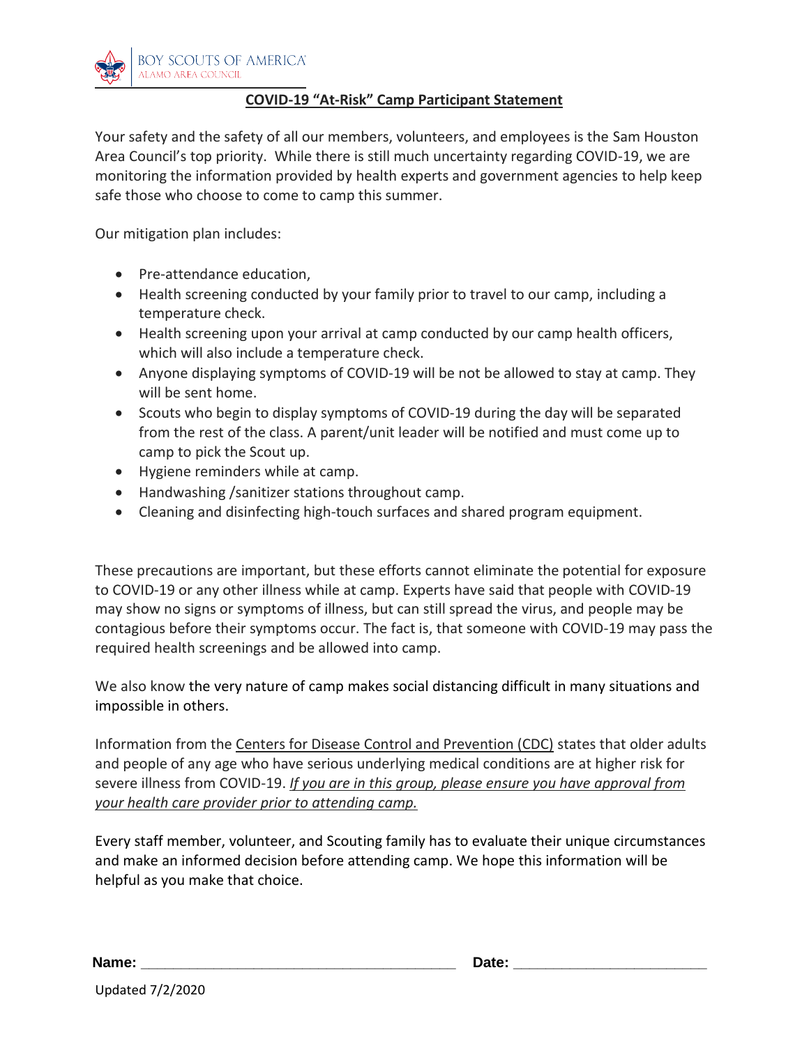BOY SCOUTS OF AMERICA
ALAMO AREA COUNCIL

## COVID-19 "At-Risk" Camp Participant Statement

Your safety and the safety of all our members, volunteers, and employees is the Sam Houston Area Council's top priority. While there is still much uncertainty regarding COVID-19, we are monitoring the information provided by health experts and government agencies to help keep safe those who choose to come to camp this summer.

Our mitigation plan includes:

- Pre-attendance education,
- Health screening conducted by your family prior to travel to our camp, including a temperature check.
- Health screening upon your arrival at camp conducted by our camp health officers, which will also include a temperature check.
- Anyone displaying symptoms of COVID-19 will be not be allowed to stay at camp. They will be sent home.
- Scouts who begin to display symptoms of COVID-19 during the day will be separated from the rest of the class. A parent/unit leader will be notified and must come up to camp to pick the Scout up.
- Hygiene reminders while at camp.
- Handwashing /sanitizer stations throughout camp.
- Cleaning and disinfecting high-touch surfaces and shared program equipment.

These precautions are important, but these efforts cannot eliminate the potential for exposure to COVID-19 or any other illness while at camp. Experts have said that people with COVID-19 may show no signs or symptoms of illness, but can still spread the virus, and people may be contagious before their symptoms occur. The fact is, that someone with COVID-19 may pass the required health screenings and be allowed into camp.

We also know the very nature of camp makes social distancing difficult in many situations and impossible in others.

Information from the Centers for Disease Control and Prevention (CDC) states that older adults and people of any age who have serious underlying medical conditions are at higher risk for severe illness from COVID-19. *If you are in this group, please ensure you have approval from your health care provider prior to attending camp.*

Every staff member, volunteer, and Scouting family has to evaluate their unique circumstances and make an informed decision before attending camp. We hope this information will be helpful as you make that choice.

**Name:** ________________________________________ **Date:** ________________________

Updated 7/2/2020